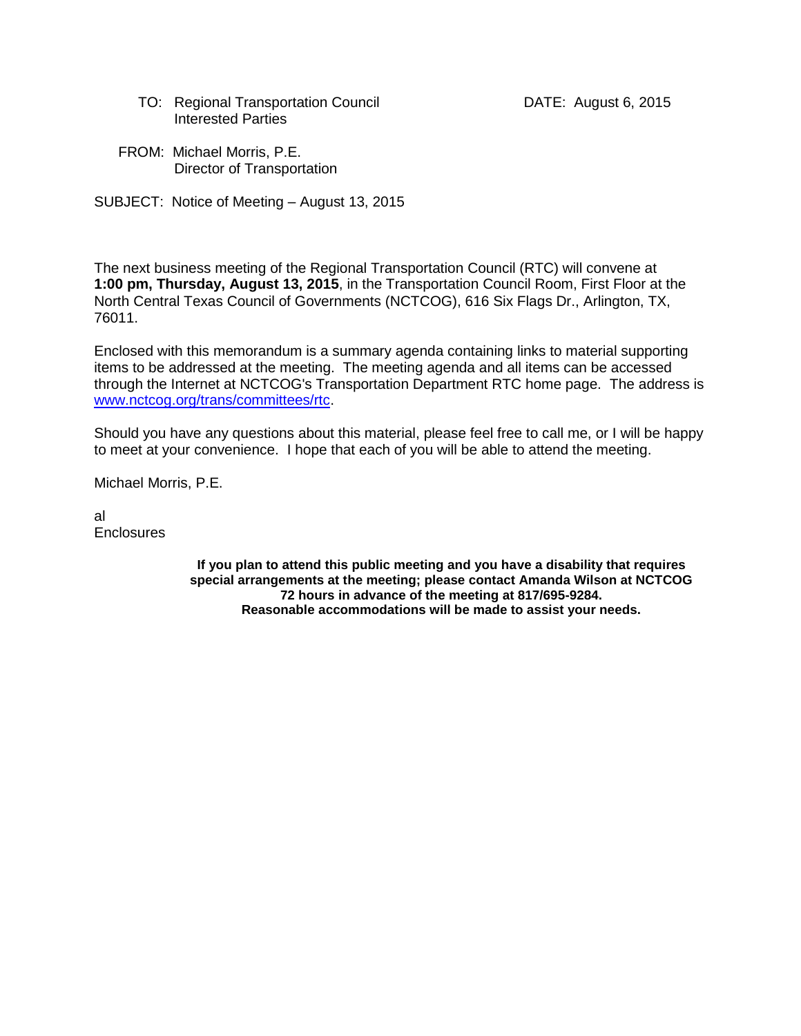TO: Regional Transportation Council
Interested Parties

DATE: August 6, 2015

FROM: Michael Morris, P.E.
Director of Transportation

SUBJECT: Notice of Meeting – August 13, 2015

The next business meeting of the Regional Transportation Council (RTC) will convene at **1:00 pm, Thursday, August 13, 2015**, in the Transportation Council Room, First Floor at the North Central Texas Council of Governments (NCTCOG), 616 Six Flags Dr., Arlington, TX, 76011.

Enclosed with this memorandum is a summary agenda containing links to material supporting items to be addressed at the meeting. The meeting agenda and all items can be accessed through the Internet at NCTCOG's Transportation Department RTC home page. The address is [www.nctcog.org/trans/committees/rtc](www.nctcog.org/trans/committees/rtc).

Should you have any questions about this material, please feel free to call me, or I will be happy to meet at your convenience. I hope that each of you will be able to attend the meeting.

Michael Morris, P.E.

al
Enclosures

**If you plan to attend this public meeting and you have a disability that requires special arrangements at the meeting; please contact Amanda Wilson at NCTCOG 72 hours in advance of the meeting at 817/695-9284. Reasonable accommodations will be made to assist your needs.**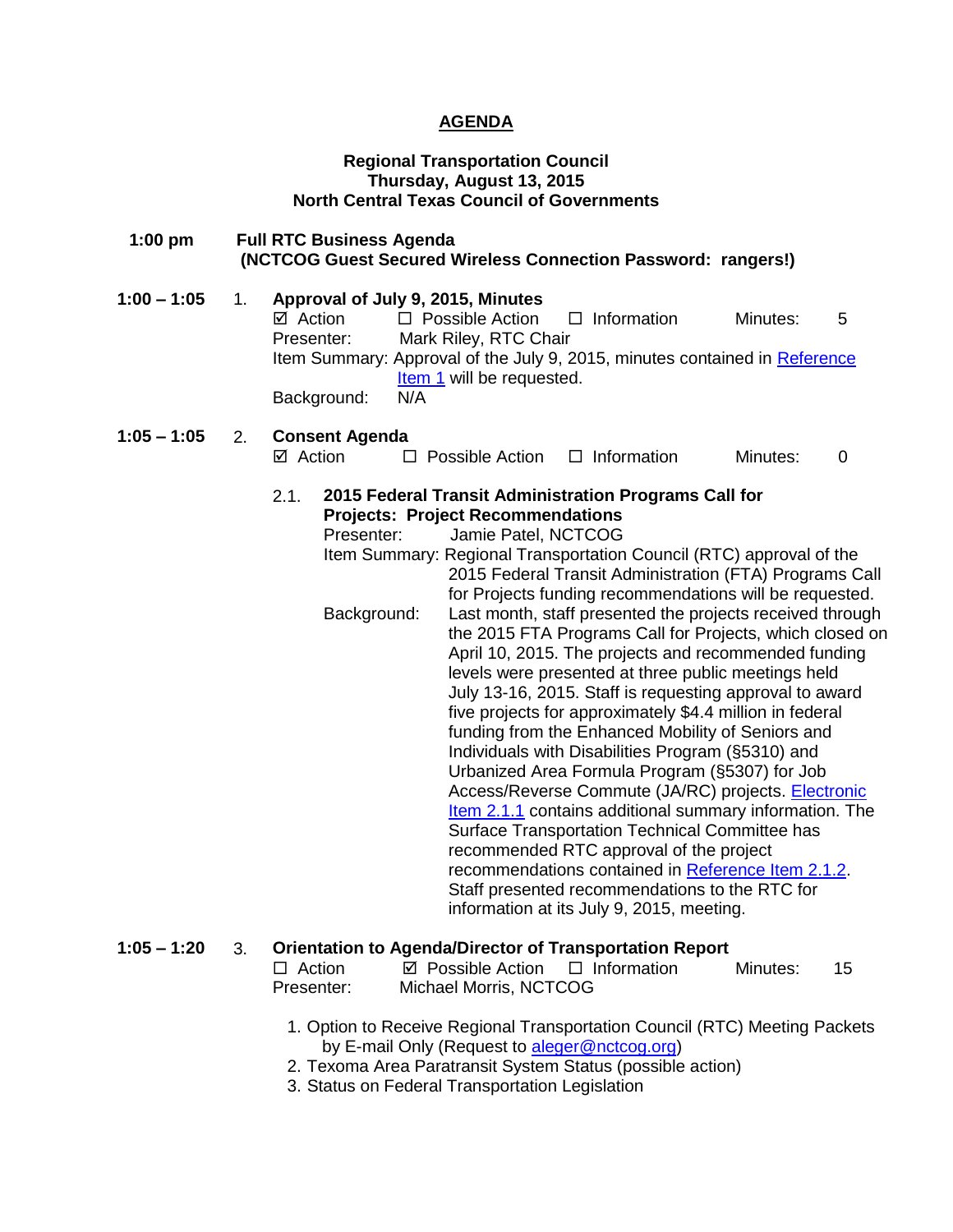# AGENDA

**Regional Transportation Council**
**Thursday, August 13, 2015**
**North Central Texas Council of Governments**

**1:00 pm Full RTC Business Agenda**
**(NCTCOG Guest Secured Wireless Connection Password: rangers!)**

**1:00 – 1:05** 1. **Approval of July 9, 2015, Minutes**

☑ Action ☐ Possible Action ☐ Information Minutes: 5

Presenter: Mark Riley, RTC Chair

Item Summary: Approval of the July 9, 2015, minutes contained in Reference Item 1 will be requested.

Background: N/A

**1:05 – 1:05** 2. **Consent Agenda**

☑ Action ☐ Possible Action ☐ Information Minutes: 0

2.1. **2015 Federal Transit Administration Programs Call for Projects: Project Recommendations**

Presenter: Jamie Patel, NCTCOG

Item Summary: Regional Transportation Council (RTC) approval of the 2015 Federal Transit Administration (FTA) Programs Call for Projects funding recommendations will be requested.

Background: Last month, staff presented the projects received through the 2015 FTA Programs Call for Projects, which closed on April 10, 2015. The projects and recommended funding levels were presented at three public meetings held July 13-16, 2015. Staff is requesting approval to award five projects for approximately $4.4 million in federal funding from the Enhanced Mobility of Seniors and Individuals with Disabilities Program (§5310) and Urbanized Area Formula Program (§5307) for Job Access/Reverse Commute (JA/RC) projects. Electronic Item 2.1.1 contains additional summary information. The Surface Transportation Technical Committee has recommended RTC approval of the project recommendations contained in Reference Item 2.1.2. Staff presented recommendations to the RTC for information at its July 9, 2015, meeting.

**1:05 – 1:20** 3. **Orientation to Agenda/Director of Transportation Report**

☐ Action ☑ Possible Action ☐ Information Minutes: 15

Presenter: Michael Morris, NCTCOG

1. Option to Receive Regional Transportation Council (RTC) Meeting Packets by E-mail Only (Request to aleger@nctcog.org)
2. Texoma Area Paratransit System Status (possible action)
3. Status on Federal Transportation Legislation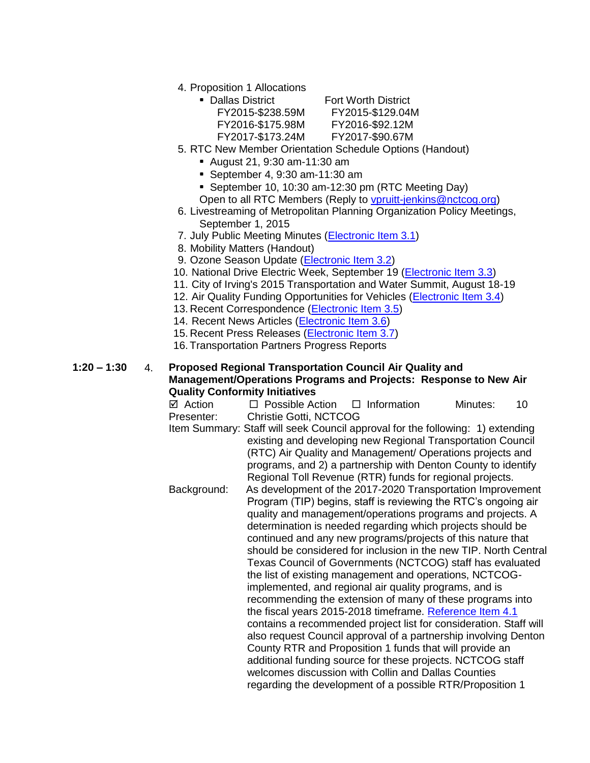4. Proposition 1 Allocations
   - Dallas District
     FY2015-$238.59M
     FY2016-$175.98M
     FY2017-$173.24M

     Fort Worth District
     FY2015-$129.04M
     FY2016-$92.12M
     FY2017-$90.67M
5. RTC New Member Orientation Schedule Options (Handout)
   - August 21, 9:30 am-11:30 am
   - September 4, 9:30 am-11:30 am
   - September 10, 10:30 am-12:30 pm (RTC Meeting Day)

   Open to all RTC Members (Reply to vpruitt-jenkins@nctcog.org)
6. Livestreaming of Metropolitan Planning Organization Policy Meetings, September 1, 2015
7. July Public Meeting Minutes (Electronic Item 3.1)
8. Mobility Matters (Handout)
9. Ozone Season Update (Electronic Item 3.2)
10. National Drive Electric Week, September 19 (Electronic Item 3.3)
11. City of Irving's 2015 Transportation and Water Summit, August 18-19
12. Air Quality Funding Opportunities for Vehicles (Electronic Item 3.4)
13. Recent Correspondence (Electronic Item 3.5)
14. Recent News Articles (Electronic Item 3.6)
15. Recent Press Releases (Electronic Item 3.7)
16. Transportation Partners Progress Reports

**1:20 – 1:30** 4. **Proposed Regional Transportation Council Air Quality and Management/Operations Programs and Projects: Response to New Air Quality Conformity Initiatives**

☑ Action ☐ Possible Action ☐ Information Minutes: 10

Presenter: Christie Gotti, NCTCOG

Item Summary: Staff will seek Council approval for the following: 1) extending existing and developing new Regional Transportation Council (RTC) Air Quality and Management/ Operations projects and programs, and 2) a partnership with Denton County to identify Regional Toll Revenue (RTR) funds for regional projects.

Background: As development of the 2017-2020 Transportation Improvement Program (TIP) begins, staff is reviewing the RTC's ongoing air quality and management/operations programs and projects. A determination is needed regarding which projects should be continued and any new programs/projects of this nature that should be considered for inclusion in the new TIP. North Central Texas Council of Governments (NCTCOG) staff has evaluated the list of existing management and operations, NCTCOG-implemented, and regional air quality programs, and is recommending the extension of many of these programs into the fiscal years 2015-2018 timeframe. Reference Item 4.1 contains a recommended project list for consideration. Staff will also request Council approval of a partnership involving Denton County RTR and Proposition 1 funds that will provide an additional funding source for these projects. NCTCOG staff welcomes discussion with Collin and Dallas Counties regarding the development of a possible RTR/Proposition 1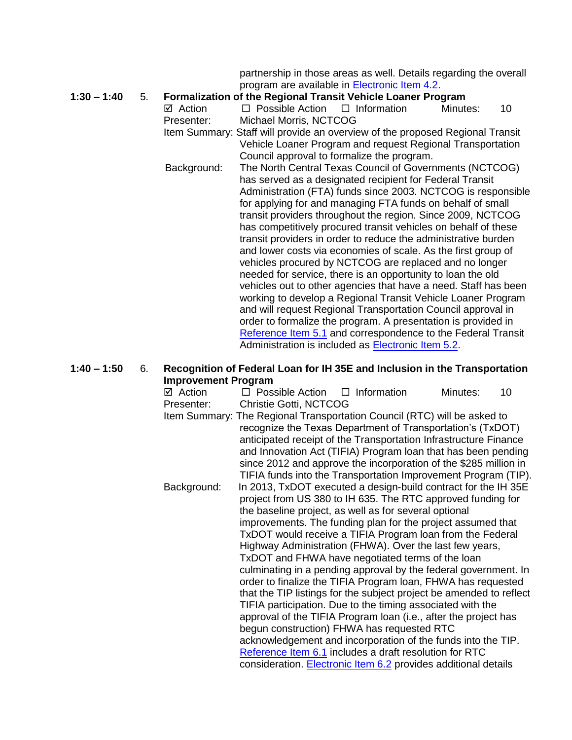partnership in those areas as well. Details regarding the overall program are available in Electronic Item 4.2.

**1:30 – 1:40 5. Formalization of the Regional Transit Vehicle Loaner Program**

☑ Action ☐ Possible Action ☐ Information Minutes: 10

Presenter: Michael Morris, NCTCOG

Item Summary: Staff will provide an overview of the proposed Regional Transit Vehicle Loaner Program and request Regional Transportation Council approval to formalize the program.

Background: The North Central Texas Council of Governments (NCTCOG) has served as a designated recipient for Federal Transit Administration (FTA) funds since 2003. NCTCOG is responsible for applying for and managing FTA funds on behalf of small transit providers throughout the region. Since 2009, NCTCOG has competitively procured transit vehicles on behalf of these transit providers in order to reduce the administrative burden and lower costs via economies of scale. As the first group of vehicles procured by NCTCOG are replaced and no longer needed for service, there is an opportunity to loan the old vehicles out to other agencies that have a need. Staff has been working to develop a Regional Transit Vehicle Loaner Program and will request Regional Transportation Council approval in order to formalize the program. A presentation is provided in Reference Item 5.1 and correspondence to the Federal Transit Administration is included as Electronic Item 5.2.

**1:40 – 1:50 6. Recognition of Federal Loan for IH 35E and Inclusion in the Transportation Improvement Program**

☑ Action ☐ Possible Action ☐ Information Minutes: 10

Presenter: Christie Gotti, NCTCOG

Item Summary: The Regional Transportation Council (RTC) will be asked to recognize the Texas Department of Transportation's (TxDOT) anticipated receipt of the Transportation Infrastructure Finance and Innovation Act (TIFIA) Program loan that has been pending since 2012 and approve the incorporation of the $285 million in TIFIA funds into the Transportation Improvement Program (TIP).

Background: In 2013, TxDOT executed a design-build contract for the IH 35E project from US 380 to IH 635. The RTC approved funding for the baseline project, as well as for several optional improvements. The funding plan for the project assumed that TxDOT would receive a TIFIA Program loan from the Federal Highway Administration (FHWA). Over the last few years, TxDOT and FHWA have negotiated terms of the loan culminating in a pending approval by the federal government. In order to finalize the TIFIA Program loan, FHWA has requested that the TIP listings for the subject project be amended to reflect TIFIA participation. Due to the timing associated with the approval of the TIFIA Program loan (i.e., after the project has begun construction) FHWA has requested RTC acknowledgement and incorporation of the funds into the TIP. Reference Item 6.1 includes a draft resolution for RTC consideration. Electronic Item 6.2 provides additional details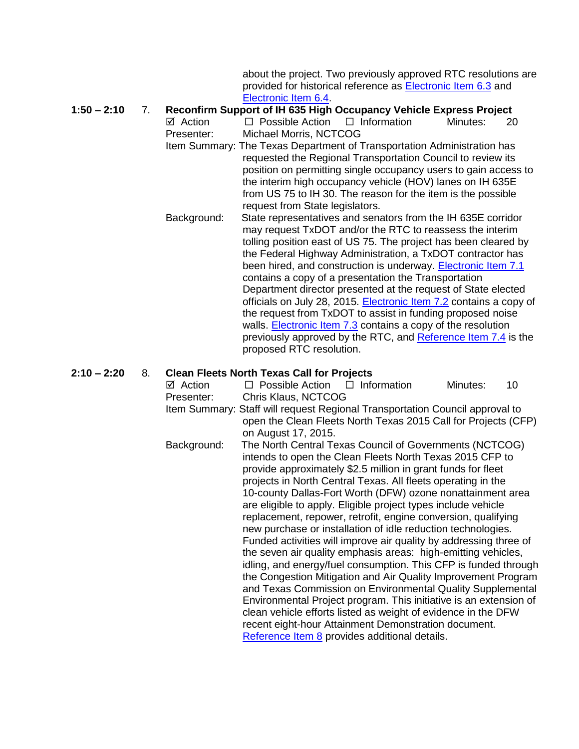about the project. Two previously approved RTC resolutions are provided for historical reference as Electronic Item 6.3 and Electronic Item 6.4.

**1:50 – 2:10 7. Reconfirm Support of IH 635 High Occupancy Vehicle Express Project**

☑ Action ☐ Possible Action ☐ Information Minutes: 20

Presenter: Michael Morris, NCTCOG

Item Summary: The Texas Department of Transportation Administration has requested the Regional Transportation Council to review its position on permitting single occupancy users to gain access to the interim high occupancy vehicle (HOV) lanes on IH 635E from US 75 to IH 30. The reason for the item is the possible request from State legislators.

Background: State representatives and senators from the IH 635E corridor may request TxDOT and/or the RTC to reassess the interim tolling position east of US 75. The project has been cleared by the Federal Highway Administration, a TxDOT contractor has been hired, and construction is underway. Electronic Item 7.1 contains a copy of a presentation the Transportation Department director presented at the request of State elected officials on July 28, 2015. Electronic Item 7.2 contains a copy of the request from TxDOT to assist in funding proposed noise walls. Electronic Item 7.3 contains a copy of the resolution previously approved by the RTC, and Reference Item 7.4 is the proposed RTC resolution.

**2:10 – 2:20 8. Clean Fleets North Texas Call for Projects**

☑ Action ☐ Possible Action ☐ Information Minutes: 10

Presenter: Chris Klaus, NCTCOG

Item Summary: Staff will request Regional Transportation Council approval to open the Clean Fleets North Texas 2015 Call for Projects (CFP) on August 17, 2015.

Background: The North Central Texas Council of Governments (NCTCOG) intends to open the Clean Fleets North Texas 2015 CFP to provide approximately $2.5 million in grant funds for fleet projects in North Central Texas. All fleets operating in the 10-county Dallas-Fort Worth (DFW) ozone nonattainment area are eligible to apply. Eligible project types include vehicle replacement, repower, retrofit, engine conversion, qualifying new purchase or installation of idle reduction technologies. Funded activities will improve air quality by addressing three of the seven air quality emphasis areas: high-emitting vehicles, idling, and energy/fuel consumption. This CFP is funded through the Congestion Mitigation and Air Quality Improvement Program and Texas Commission on Environmental Quality Supplemental Environmental Project program. This initiative is an extension of clean vehicle efforts listed as weight of evidence in the DFW recent eight-hour Attainment Demonstration document. Reference Item 8 provides additional details.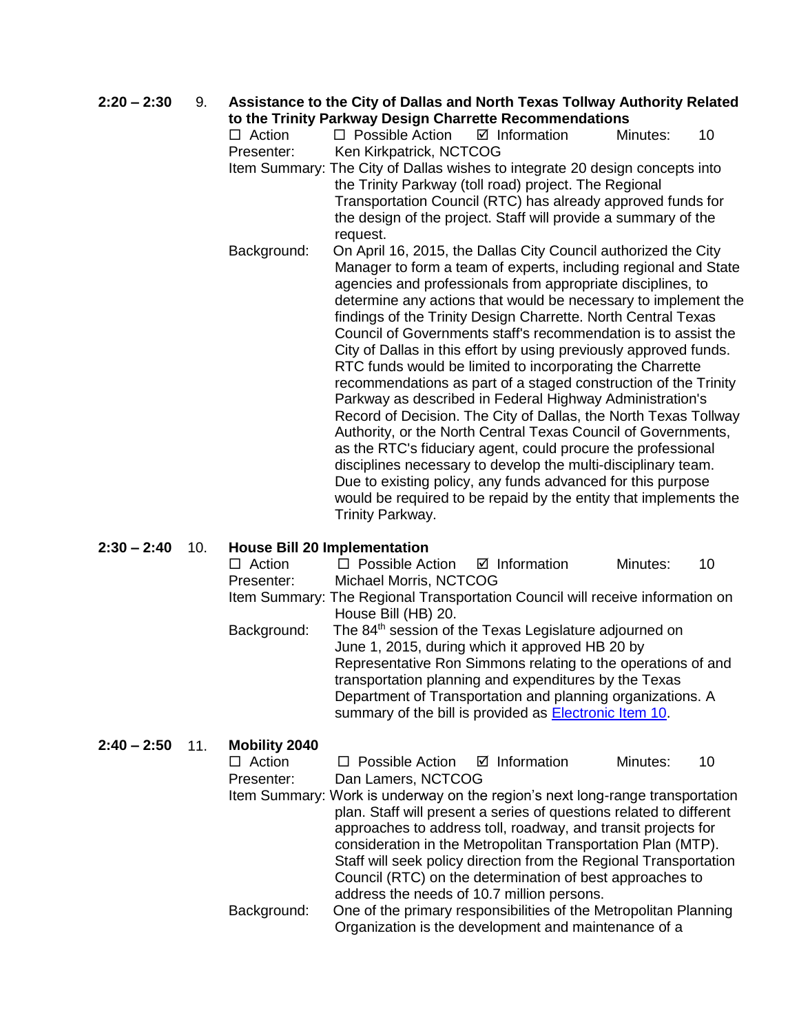**2:20 – 2:30 9. Assistance to the City of Dallas and North Texas Tollway Authority Related to the Trinity Parkway Design Charrette Recommendations**

☐ Action ☐ Possible Action ☑ Information Minutes: 10

Presenter: Ken Kirkpatrick, NCTCOG

Item Summary: The City of Dallas wishes to integrate 20 design concepts into the Trinity Parkway (toll road) project. The Regional Transportation Council (RTC) has already approved funds for the design of the project. Staff will provide a summary of the request.

Background: On April 16, 2015, the Dallas City Council authorized the City Manager to form a team of experts, including regional and State agencies and professionals from appropriate disciplines, to determine any actions that would be necessary to implement the findings of the Trinity Design Charrette. North Central Texas Council of Governments staff's recommendation is to assist the City of Dallas in this effort by using previously approved funds. RTC funds would be limited to incorporating the Charrette recommendations as part of a staged construction of the Trinity Parkway as described in Federal Highway Administration's Record of Decision. The City of Dallas, the North Texas Tollway Authority, or the North Central Texas Council of Governments, as the RTC's fiduciary agent, could procure the professional disciplines necessary to develop the multi-disciplinary team. Due to existing policy, any funds advanced for this purpose would be required to be repaid by the entity that implements the Trinity Parkway.

**2:30 – 2:40 10. House Bill 20 Implementation**

☐ Action ☐ Possible Action ☑ Information Minutes: 10

Presenter: Michael Morris, NCTCOG

Item Summary: The Regional Transportation Council will receive information on House Bill (HB) 20.

Background: The 84th session of the Texas Legislature adjourned on June 1, 2015, during which it approved HB 20 by Representative Ron Simmons relating to the operations of and transportation planning and expenditures by the Texas Department of Transportation and planning organizations. A summary of the bill is provided as Electronic Item 10.

**2:40 – 2:50 11. Mobility 2040**

☐ Action ☐ Possible Action ☑ Information Minutes: 10

Presenter: Dan Lamers, NCTCOG

Item Summary: Work is underway on the region's next long-range transportation plan. Staff will present a series of questions related to different approaches to address toll, roadway, and transit projects for consideration in the Metropolitan Transportation Plan (MTP). Staff will seek policy direction from the Regional Transportation Council (RTC) on the determination of best approaches to address the needs of 10.7 million persons.

Background: One of the primary responsibilities of the Metropolitan Planning Organization is the development and maintenance of a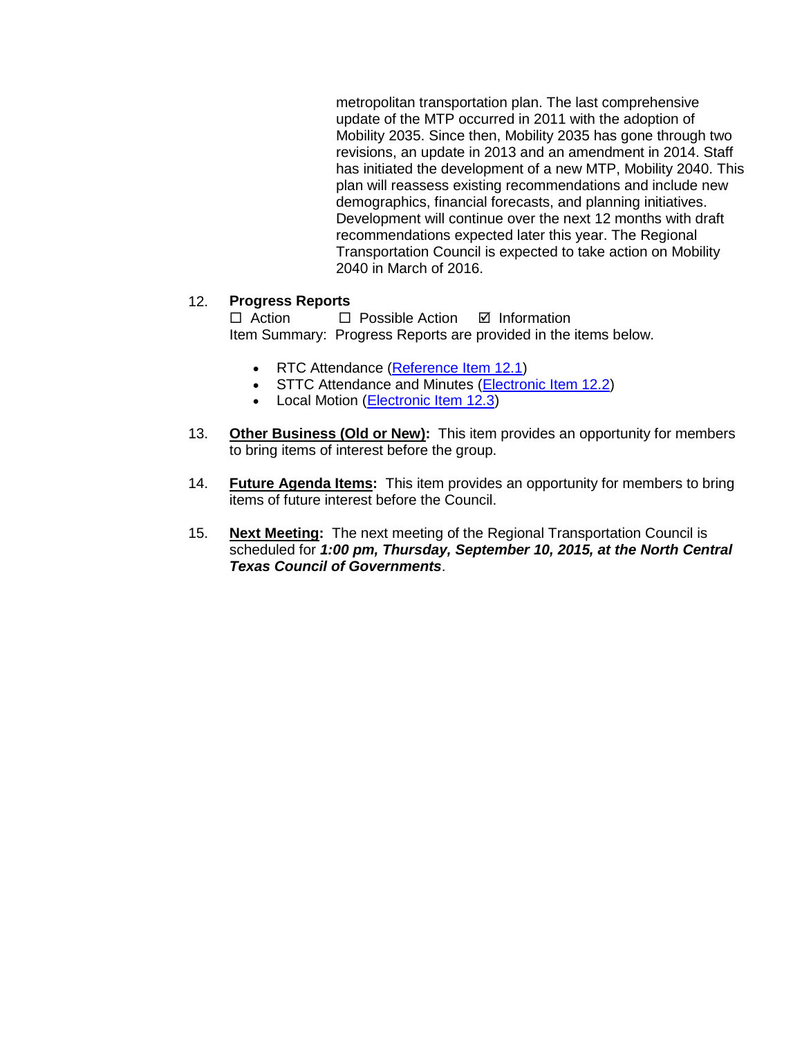metropolitan transportation plan. The last comprehensive update of the MTP occurred in 2011 with the adoption of Mobility 2035. Since then, Mobility 2035 has gone through two revisions, an update in 2013 and an amendment in 2014. Staff has initiated the development of a new MTP, Mobility 2040. This plan will reassess existing recommendations and include new demographics, financial forecasts, and planning initiatives. Development will continue over the next 12 months with draft recommendations expected later this year. The Regional Transportation Council is expected to take action on Mobility 2040 in March of 2016.

12. **Progress Reports**
    ☐ Action ☐ Possible Action ☑ Information
    Item Summary: Progress Reports are provided in the items below.

    - RTC Attendance (Reference Item 12.1)
    - STTC Attendance and Minutes (Electronic Item 12.2)
    - Local Motion (Electronic Item 12.3)

13. **Other Business (Old or New):** This item provides an opportunity for members to bring items of interest before the group.

14. **Future Agenda Items:** This item provides an opportunity for members to bring items of future interest before the Council.

15. **Next Meeting:** The next meeting of the Regional Transportation Council is scheduled for ***1:00 pm, Thursday, September 10, 2015, at the North Central Texas Council of Governments***.